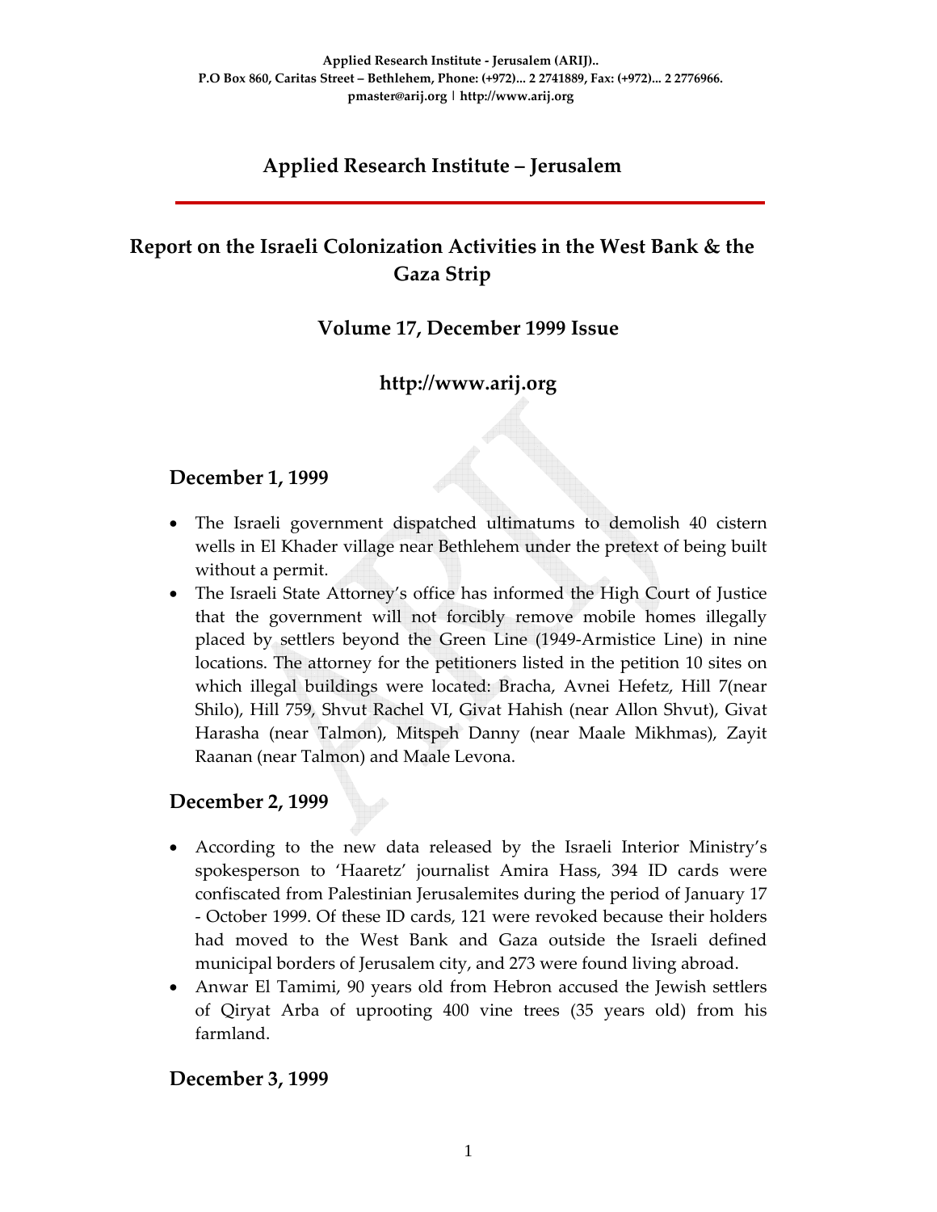Applied Research Institute - Jerusalem (ARIJ)..
P.O Box 860, Caritas Street – Bethlehem, Phone: (+972)... 2 2741889, Fax: (+972)... 2 2776966.
pmaster@arij.org | http://www.arij.org

# Applied Research Institute – Jerusalem

# Report on the Israeli Colonization Activities in the West Bank & the Gaza Strip

## Volume 17, December 1999 Issue

## http://www.arij.org

### December 1, 1999

- The Israeli government dispatched ultimatums to demolish 40 cistern wells in El Khader village near Bethlehem under the pretext of being built without a permit.
- The Israeli State Attorney's office has informed the High Court of Justice that the government will not forcibly remove mobile homes illegally placed by settlers beyond the Green Line (1949-Armistice Line) in nine locations. The attorney for the petitioners listed in the petition 10 sites on which illegal buildings were located: Bracha, Avnei Hefetz, Hill 7(near Shilo), Hill 759, Shvut Rachel VI, Givat Hahish (near Allon Shvut), Givat Harasha (near Talmon), Mitspeh Danny (near Maale Mikhmas), Zayit Raanan (near Talmon) and Maale Levona.

### December 2, 1999

- According to the new data released by the Israeli Interior Ministry's spokesperson to 'Haaretz' journalist Amira Hass, 394 ID cards were confiscated from Palestinian Jerusalemites during the period of January 17 - October 1999. Of these ID cards, 121 were revoked because their holders had moved to the West Bank and Gaza outside the Israeli defined municipal borders of Jerusalem city, and 273 were found living abroad.
- Anwar El Tamimi, 90 years old from Hebron accused the Jewish settlers of Qiryat Arba of uprooting 400 vine trees (35 years old) from his farmland.

### December 3, 1999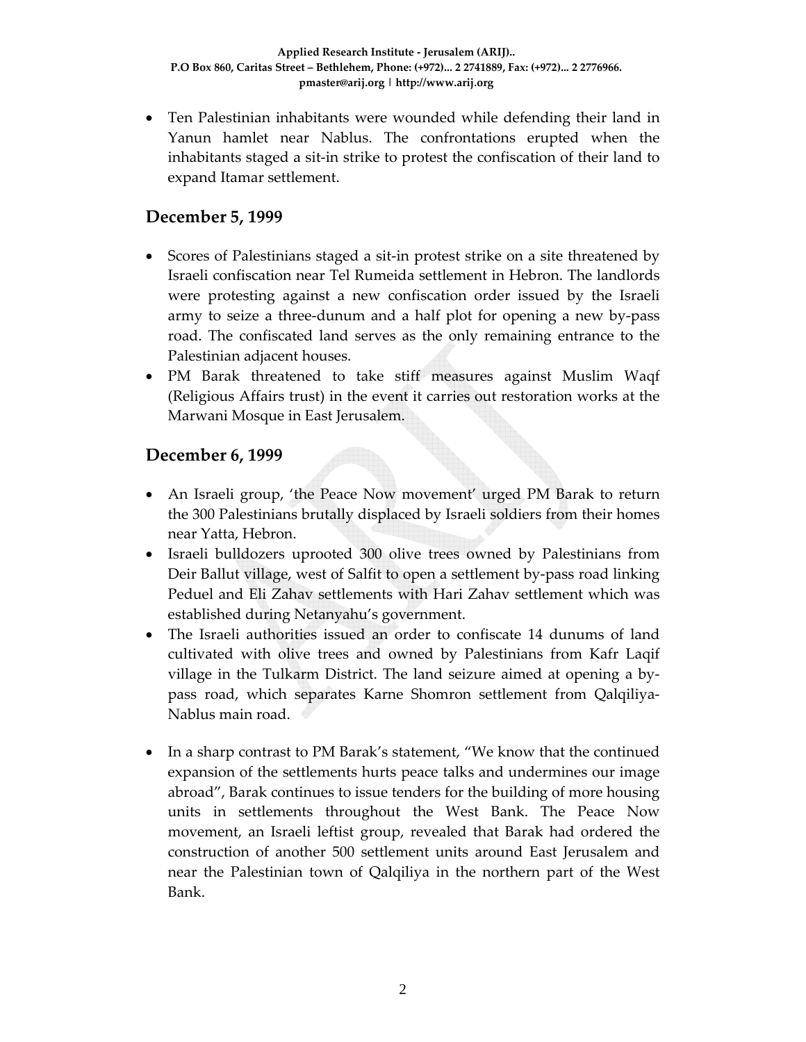- Ten Palestinian inhabitants were wounded while defending their land in Yanun hamlet near Nablus. The confrontations erupted when the inhabitants staged a sit-in strike to protest the confiscation of their land to expand Itamar settlement.

## December 5, 1999

- Scores of Palestinians staged a sit-in protest strike on a site threatened by Israeli confiscation near Tel Rumeida settlement in Hebron. The landlords were protesting against a new confiscation order issued by the Israeli army to seize a three-dunum and a half plot for opening a new by-pass road. The confiscated land serves as the only remaining entrance to the Palestinian adjacent houses.
- PM Barak threatened to take stiff measures against Muslim Waqf (Religious Affairs trust) in the event it carries out restoration works at the Marwani Mosque in East Jerusalem.

## December 6, 1999

- An Israeli group, 'the Peace Now movement' urged PM Barak to return the 300 Palestinians brutally displaced by Israeli soldiers from their homes near Yatta, Hebron.
- Israeli bulldozers uprooted 300 olive trees owned by Palestinians from Deir Ballut village, west of Salfit to open a settlement by-pass road linking Peduel and Eli Zahav settlements with Hari Zahav settlement which was established during Netanyahu's government.
- The Israeli authorities issued an order to confiscate 14 dunums of land cultivated with olive trees and owned by Palestinians from Kafr Laqif village in the Tulkarm District. The land seizure aimed at opening a by-pass road, which separates Karne Shomron settlement from Qalqiliya-Nablus main road.

- In a sharp contrast to PM Barak's statement, "We know that the continued expansion of the settlements hurts peace talks and undermines our image abroad", Barak continues to issue tenders for the building of more housing units in settlements throughout the West Bank. The Peace Now movement, an Israeli leftist group, revealed that Barak had ordered the construction of another 500 settlement units around East Jerusalem and near the Palestinian town of Qalqiliya in the northern part of the West Bank.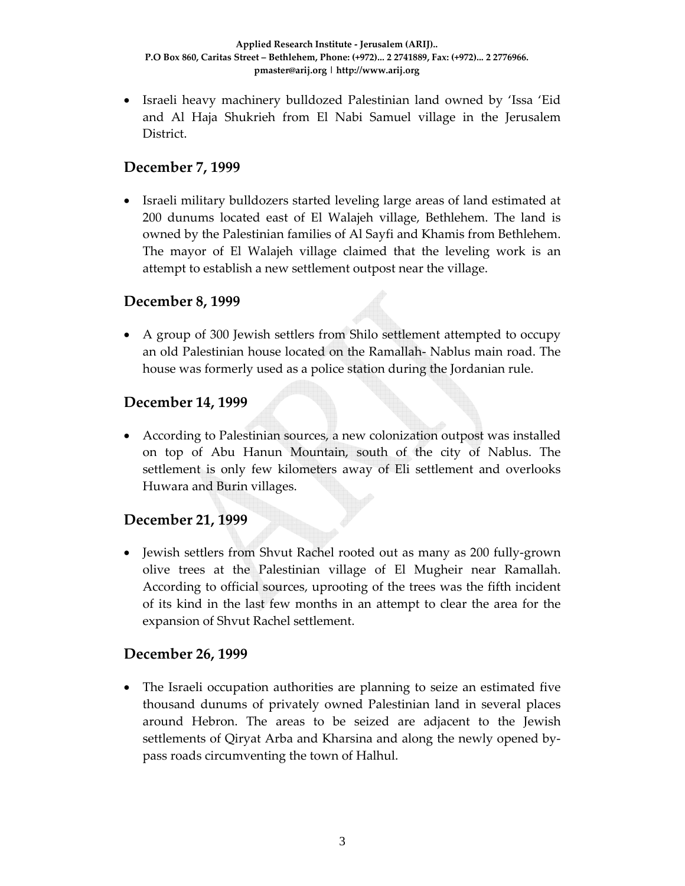- Israeli heavy machinery bulldozed Palestinian land owned by 'Issa 'Eid and Al Haja Shukrieh from El Nabi Samuel village in the Jerusalem District.

## December 7, 1999

- Israeli military bulldozers started leveling large areas of land estimated at 200 dunums located east of El Walajeh village, Bethlehem. The land is owned by the Palestinian families of Al Sayfi and Khamis from Bethlehem. The mayor of El Walajeh village claimed that the leveling work is an attempt to establish a new settlement outpost near the village.

## December 8, 1999

- A group of 300 Jewish settlers from Shilo settlement attempted to occupy an old Palestinian house located on the Ramallah- Nablus main road. The house was formerly used as a police station during the Jordanian rule.

## December 14, 1999

- According to Palestinian sources, a new colonization outpost was installed on top of Abu Hanun Mountain, south of the city of Nablus. The settlement is only few kilometers away of Eli settlement and overlooks Huwara and Burin villages.

## December 21, 1999

- Jewish settlers from Shvut Rachel rooted out as many as 200 fully-grown olive trees at the Palestinian village of El Mugheir near Ramallah. According to official sources, uprooting of the trees was the fifth incident of its kind in the last few months in an attempt to clear the area for the expansion of Shvut Rachel settlement.

## December 26, 1999

- The Israeli occupation authorities are planning to seize an estimated five thousand dunums of privately owned Palestinian land in several places around Hebron. The areas to be seized are adjacent to the Jewish settlements of Qiryat Arba and Kharsina and along the newly opened by-pass roads circumventing the town of Halhul.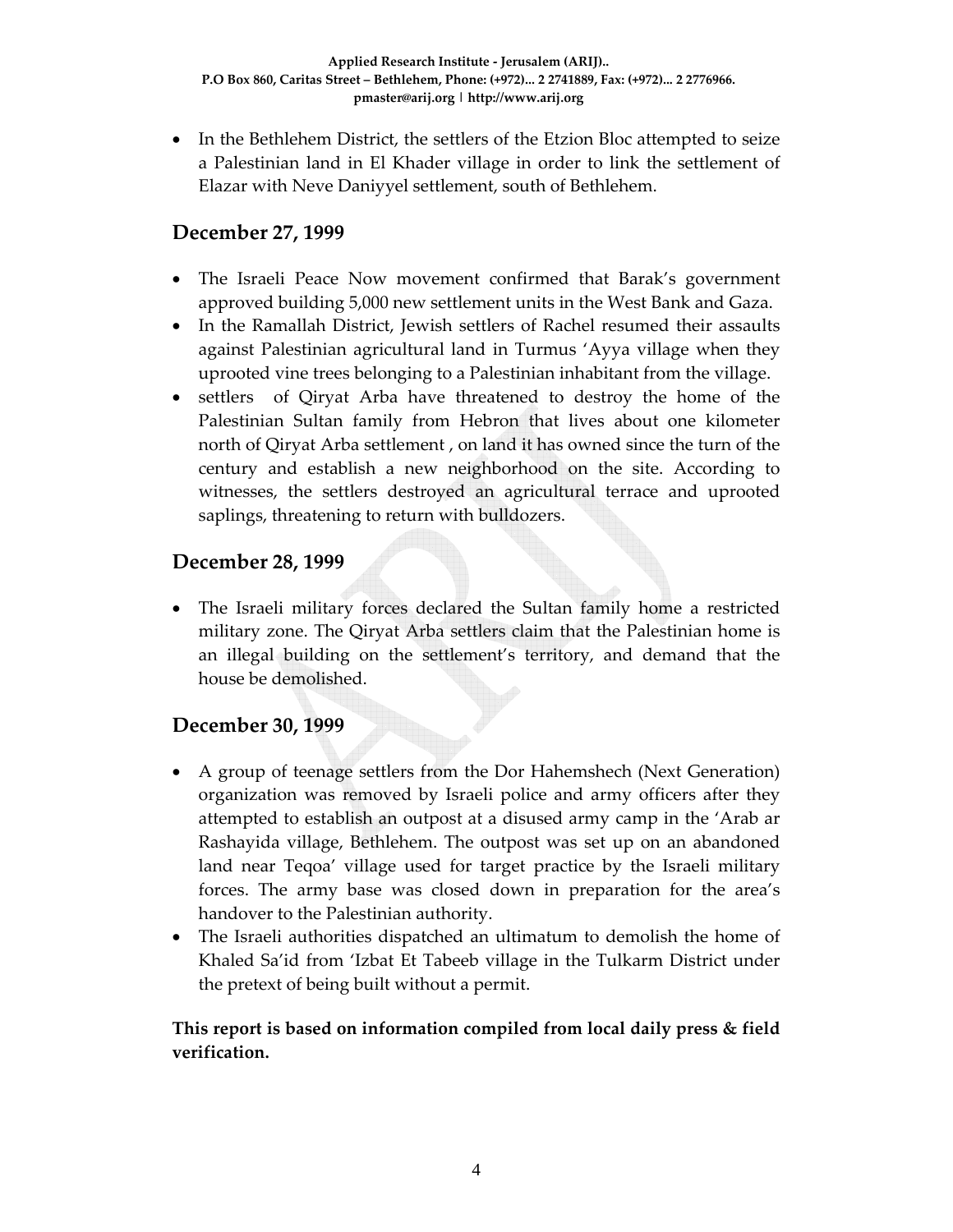- In the Bethlehem District, the settlers of the Etzion Bloc attempted to seize a Palestinian land in El Khader village in order to link the settlement of Elazar with Neve Daniyyel settlement, south of Bethlehem.

## December 27, 1999

- The Israeli Peace Now movement confirmed that Barak's government approved building 5,000 new settlement units in the West Bank and Gaza.
- In the Ramallah District, Jewish settlers of Rachel resumed their assaults against Palestinian agricultural land in Turmus 'Ayya village when they uprooted vine trees belonging to a Palestinian inhabitant from the village.
- settlers of Qiryat Arba have threatened to destroy the home of the Palestinian Sultan family from Hebron that lives about one kilometer north of Qiryat Arba settlement , on land it has owned since the turn of the century and establish a new neighborhood on the site. According to witnesses, the settlers destroyed an agricultural terrace and uprooted saplings, threatening to return with bulldozers.

## December 28, 1999

- The Israeli military forces declared the Sultan family home a restricted military zone. The Qiryat Arba settlers claim that the Palestinian home is an illegal building on the settlement's territory, and demand that the house be demolished.

## December 30, 1999

- A group of teenage settlers from the Dor Hahemshech (Next Generation) organization was removed by Israeli police and army officers after they attempted to establish an outpost at a disused army camp in the 'Arab ar Rashayida village, Bethlehem. The outpost was set up on an abandoned land near Teqoa' village used for target practice by the Israeli military forces. The army base was closed down in preparation for the area's handover to the Palestinian authority.
- The Israeli authorities dispatched an ultimatum to demolish the home of Khaled Sa'id from 'Izbat Et Tabeeb village in the Tulkarm District under the pretext of being built without a permit.

**This report is based on information compiled from local daily press & field verification.**